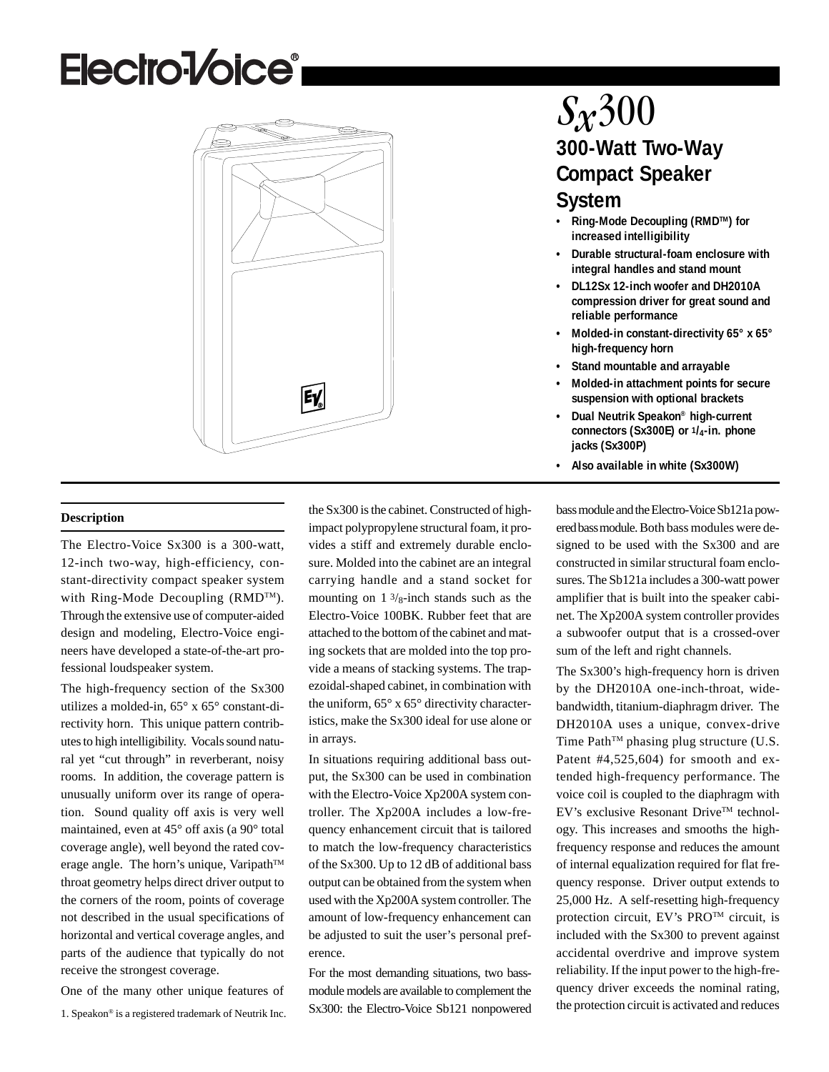# Electro-Voice®

# *Sx*300

## 300-Watt Two-Way Compact Speaker System

- **Ring-Mode Decoupling (RMD™) for increased intelligibility**
- **Durable structural-foam enclosure with integral handles and stand mount**
- **DL12Sx 12-inch woofer and DH2010A compression driver for great sound and reliable performance**
- **Molded-in constant-directivity 65° x 65° high-frequency horn**
- **Stand mountable and arrayable**
- **Molded-in attachment points for secure suspension with optional brackets**
- **Dual Neutrik Speakon® high-current connectors (Sx300E) or 1/4-in. phone jacks (Sx300P)**
- **Also available in white (Sx300W)**

### Description

The Electro-Voice Sx300 is a 300-watt, 12-inch two-way, high-efficiency, constant-directivity compact speaker system with Ring-Mode Decoupling (RMD™). Through the extensive use of computer-aided design and modeling, Electro-Voice engineers have developed a state-of-the-art professional loudspeaker system.

The high-frequency section of the Sx300 utilizes a molded-in, 65° x 65° constant-directivity horn. This unique pattern contributes to high intelligibility. Vocals sound natural yet "cut through" in reverberant, noisy rooms. In addition, the coverage pattern is unusually uniform over its range of operation. Sound quality off axis is very well maintained, even at 45° off axis (a 90° total coverage angle), well beyond the rated coverage angle. The horn's unique, Varipath™ throat geometry helps direct driver output to the corners of the room, points of coverage not described in the usual specifications of horizontal and vertical coverage angles, and parts of the audience that typically do not receive the strongest coverage.

One of the many other unique features of the Sx300 is the cabinet. Constructed of high-impact polypropylene structural foam, it provides a stiff and extremely durable enclosure. Molded into the cabinet are an integral carrying handle and a stand socket for mounting on 1 3/8-inch stands such as the Electro-Voice 100BK. Rubber feet that are attached to the bottom of the cabinet and mating sockets that are molded into the top provide a means of stacking systems. The trapezoidal-shaped cabinet, in combination with the uniform, 65° x 65° directivity characteristics, make the Sx300 ideal for use alone or in arrays.

In situations requiring additional bass output, the Sx300 can be used in combination with the Electro-Voice Xp200A system controller. The Xp200A includes a low-frequency enhancement circuit that is tailored to match the low-frequency characteristics of the Sx300. Up to 12 dB of additional bass output can be obtained from the system when used with the Xp200A system controller. The amount of low-frequency enhancement can be adjusted to suit the user's personal preference.

For the most demanding situations, two bass-module models are available to complement the Sx300: the Electro-Voice Sb121 nonpowered bass module and the Electro-Voice Sb121a powered bass module. Both bass modules were designed to be used with the Sx300 and are constructed in similar structural foam enclosures. The Sb121a includes a 300-watt power amplifier that is built into the speaker cabinet. The Xp200A system controller provides a subwoofer output that is a crossed-over sum of the left and right channels.

The Sx300's high-frequency horn is driven by the DH2010A one-inch-throat, wide-bandwidth, titanium-diaphragm driver. The DH2010A uses a unique, convex-drive Time Path™ phasing plug structure (U.S. Patent #4,525,604) for smooth and extended high-frequency performance. The voice coil is coupled to the diaphragm with EV's exclusive Resonant Drive™ technology. This increases and smooths the high-frequency response and reduces the amount of internal equalization required for flat frequency response. Driver output extends to 25,000 Hz. A self-resetting high-frequency protection circuit, EV's PRO™ circuit, is included with the Sx300 to prevent against accidental overdrive and improve system reliability. If the input power to the high-frequency driver exceeds the nominal rating, the protection circuit is activated and reduces

1. Speakon® is a registered trademark of Neutrik Inc.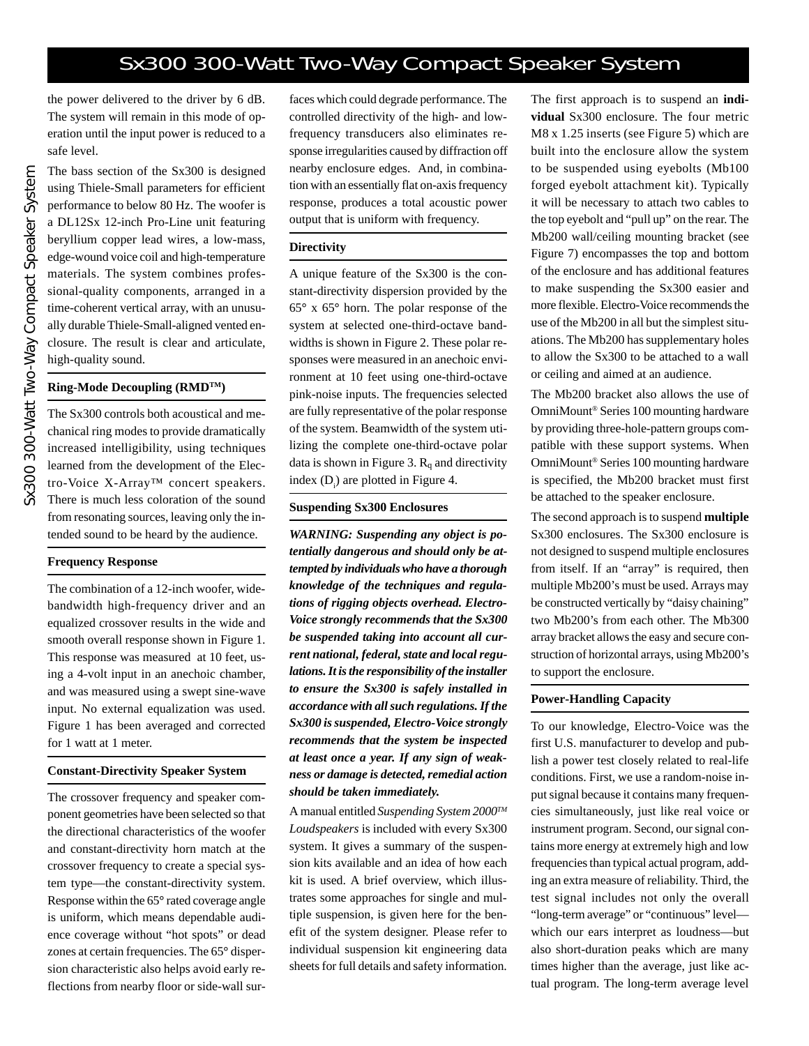the power delivered to the driver by 6 dB. The system will remain in this mode of operation until the input power is reduced to a safe level.

The bass section of the Sx300 is designed using Thiele-Small parameters for efficient performance to below 80 Hz. The woofer is a DL12Sx 12-inch Pro-Line unit featuring beryllium copper lead wires, a low-mass, edge-wound voice coil and high-temperature materials. The system combines professional-quality components, arranged in a time-coherent vertical array, with an unusually durable Thiele-Small-aligned vented enclosure. The result is clear and articulate, high-quality sound.

### Ring-Mode Decoupling (RMD™)

The Sx300 controls both acoustical and mechanical ring modes to provide dramatically increased intelligibility, using techniques learned from the development of the Electro-Voice X-Array™ concert speakers. There is much less coloration of the sound from resonating sources, leaving only the intended sound to be heard by the audience.

### Frequency Response

The combination of a 12-inch woofer, wide-bandwidth high-frequency driver and an equalized crossover results in the wide and smooth overall response shown in Figure 1. This response was measured at 10 feet, using a 4-volt input in an anechoic chamber, and was measured using a swept sine-wave input. No external equalization was used. Figure 1 has been averaged and corrected for 1 watt at 1 meter.

### Constant-Directivity Speaker System

The crossover frequency and speaker component geometries have been selected so that the directional characteristics of the woofer and constant-directivity horn match at the crossover frequency to create a special system type—the constant-directivity system. Response within the 65° rated coverage angle is uniform, which means dependable audience coverage without "hot spots" or dead zones at certain frequencies. The 65° dispersion characteristic also helps avoid early reflections from nearby floor or side-wall surfaces which could degrade performance. The controlled directivity of the high- and low-frequency transducers also eliminates response irregularities caused by diffraction off nearby enclosure edges. And, in combination with an essentially flat on-axis frequency response, produces a total acoustic power output that is uniform with frequency.

### Directivity

A unique feature of the Sx300 is the constant-directivity dispersion provided by the 65° x 65° horn. The polar response of the system at selected one-third-octave bandwidths is shown in Figure 2. These polar responses were measured in an anechoic environment at 10 feet using one-third-octave pink-noise inputs. The frequencies selected are fully representative of the polar response of the system. Beamwidth of the system utilizing the complete one-third-octave polar data is shown in Figure 3. $R_q$ and directivity index ($D_i$) are plotted in Figure 4.

### Suspending Sx300 Enclosures

***WARNING: Suspending any object is potentially dangerous and should only be attempted by individuals who have a thorough knowledge of the techniques and regulations of rigging objects overhead. Electro-Voice strongly recommends that the Sx300 be suspended taking into account all current national, federal, state and local regulations. It is the responsibility of the installer to ensure the Sx300 is safely installed in accordance with all such regulations. If the Sx300 is suspended, Electro-Voice strongly recommends that the system be inspected at least once a year. If any sign of weakness or damage is detected, remedial action should be taken immediately.***

A manual entitled *Suspending System 2000™ Loudspeakers* is included with every Sx300 system. It gives a summary of the suspension kits available and an idea of how each kit is used. A brief overview, which illustrates some approaches for single and multiple suspension, is given here for the benefit of the system designer. Please refer to individual suspension kit engineering data sheets for full details and safety information.

The first approach is to suspend an **individual** Sx300 enclosure. The four metric M8 x 1.25 inserts (see Figure 5) which are built into the enclosure allow the system to be suspended using eyebolts (Mb100 forged eyebolt attachment kit). Typically it will be necessary to attach two cables to the top eyebolt and "pull up" on the rear. The Mb200 wall/ceiling mounting bracket (see Figure 7) encompasses the top and bottom of the enclosure and has additional features to make suspending the Sx300 easier and more flexible. Electro-Voice recommends the use of the Mb200 in all but the simplest situations. The Mb200 has supplementary holes to allow the Sx300 to be attached to a wall or ceiling and aimed at an audience.

The Mb200 bracket also allows the use of OmniMount® Series 100 mounting hardware by providing three-hole-pattern groups compatible with these support systems. When OmniMount® Series 100 mounting hardware is specified, the Mb200 bracket must first be attached to the speaker enclosure.

The second approach is to suspend **multiple** Sx300 enclosures. The Sx300 enclosure is not designed to suspend multiple enclosures from itself. If an "array" is required, then multiple Mb200's must be used. Arrays may be constructed vertically by "daisy chaining" two Mb200's from each other. The Mb300 array bracket allows the easy and secure construction of horizontal arrays, using Mb200's to support the enclosure.

### Power-Handling Capacity

To our knowledge, Electro-Voice was the first U.S. manufacturer to develop and publish a power test closely related to real-life conditions. First, we use a random-noise input signal because it contains many frequencies simultaneously, just like real voice or instrument program. Second, our signal contains more energy at extremely high and low frequencies than typical actual program, adding an extra measure of reliability. Third, the test signal includes not only the overall "long-term average" or "continuous" level—which our ears interpret as loudness—but also short-duration peaks which are many times higher than the average, just like actual program. The long-term average level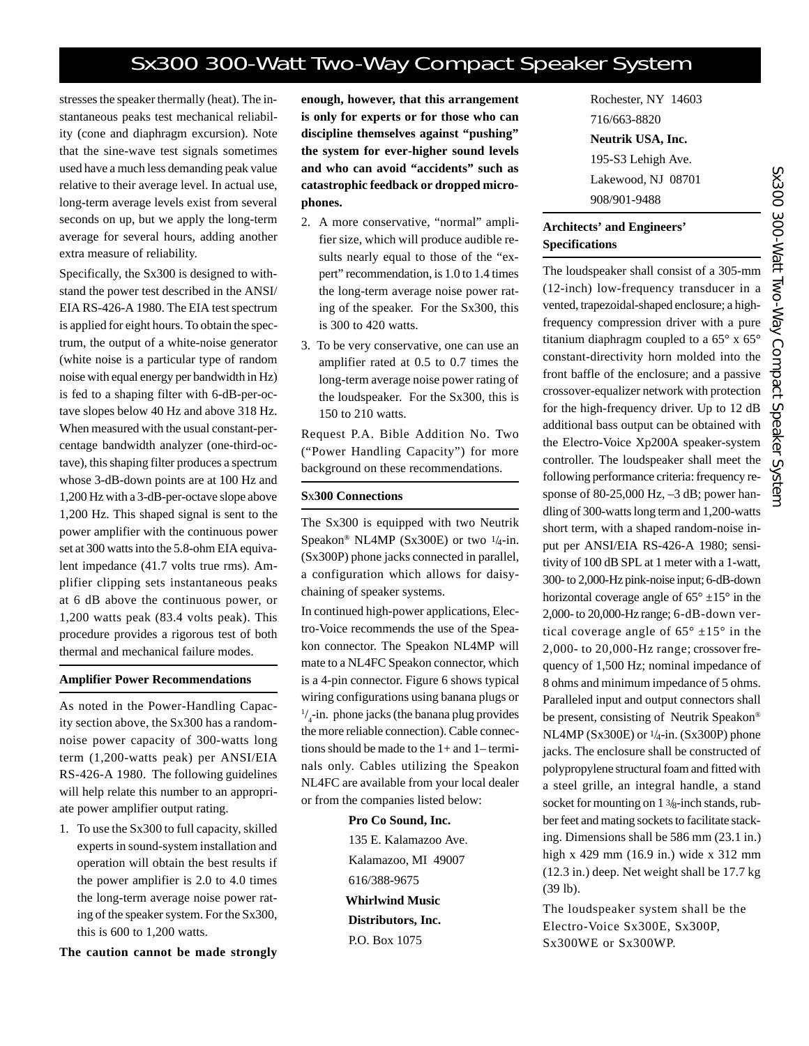stresses the speaker thermally (heat). The instantaneous peaks test mechanical reliability (cone and diaphragm excursion). Note that the sine-wave test signals sometimes used have a much less demanding peak value relative to their average level. In actual use, long-term average levels exist from several seconds on up, but we apply the long-term average for several hours, adding another extra measure of reliability.

Specifically, the Sx300 is designed to withstand the power test described in the ANSI/EIA RS-426-A 1980. The EIA test spectrum is applied for eight hours. To obtain the spectrum, the output of a white-noise generator (white noise is a particular type of random noise with equal energy per bandwidth in Hz) is fed to a shaping filter with 6-dB-per-octave slopes below 40 Hz and above 318 Hz. When measured with the usual constant-percentage bandwidth analyzer (one-third-octave), this shaping filter produces a spectrum whose 3-dB-down points are at 100 Hz and 1,200 Hz with a 3-dB-per-octave slope above 1,200 Hz. This shaped signal is sent to the power amplifier with the continuous power set at 300 watts into the 5.8-ohm EIA equivalent impedance (41.7 volts true rms). Amplifier clipping sets instantaneous peaks at 6 dB above the continuous power, or 1,200 watts peak (83.4 volts peak). This procedure provides a rigorous test of both thermal and mechanical failure modes.

### Amplifier Power Recommendations

As noted in the Power-Handling Capacity section above, the Sx300 has a random-noise power capacity of 300-watts long term (1,200-watts peak) per ANSI/EIA RS-426-A 1980. The following guidelines will help relate this number to an appropriate power amplifier output rating.

1. To use the Sx300 to full capacity, skilled experts in sound-system installation and operation will obtain the best results if the power amplifier is 2.0 to 4.0 times the long-term average noise power rating of the speaker system. For the Sx300, this is 600 to 1,200 watts.

**The caution cannot be made strongly enough, however, that this arrangement is only for experts or for those who can discipline themselves against "pushing" the system for ever-higher sound levels and who can avoid "accidents" such as catastrophic feedback or dropped microphones.**

2. A more conservative, "normal" amplifier size, which will produce audible results nearly equal to those of the "expert" recommendation, is 1.0 to 1.4 times the long-term average noise power rating of the speaker. For the Sx300, this is 300 to 420 watts.
3. To be very conservative, one can use an amplifier rated at 0.5 to 0.7 times the long-term average noise power rating of the loudspeaker. For the Sx300, this is 150 to 210 watts.

Request P.A. Bible Addition No. Two ("Power Handling Capacity") for more background on these recommendations.

### Sx300 Connections

The Sx300 is equipped with two Neutrik Speakon® NL4MP (Sx300E) or two 1/4-in. (Sx300P) phone jacks connected in parallel, a configuration which allows for daisy-chaining of speaker systems.

In continued high-power applications, Electro-Voice recommends the use of the Speakon connector. The Speakon NL4MP will mate to a NL4FC Speakon connector, which is a 4-pin connector. Figure 6 shows typical wiring configurations using banana plugs or 1/4-in. phone jacks (the banana plug provides the more reliable connection). Cable connections should be made to the 1+ and 1– terminals only. Cables utilizing the Speakon NL4FC are available from your local dealer or from the companies listed below:

**Pro Co Sound, Inc.**
135 E. Kalamazoo Ave.
Kalamazoo, MI 49007
616/388-9675

**Whirlwind Music Distributors, Inc.**
P.O. Box 1075
Rochester, NY 14603
716/663-8820

**Neutrik USA, Inc.**
195-S3 Lehigh Ave.
Lakewood, NJ 08701
908/901-9488

### Architects' and Engineers' Specifications

The loudspeaker shall consist of a 305-mm (12-inch) low-frequency transducer in a vented, trapezoidal-shaped enclosure; a high-frequency compression driver with a pure titanium diaphragm coupled to a 65° x 65° constant-directivity horn molded into the front baffle of the enclosure; and a passive crossover-equalizer network with protection for the high-frequency driver. Up to 12 dB additional bass output can be obtained with the Electro-Voice Xp200A speaker-system controller. The loudspeaker shall meet the following performance criteria: frequency response of 80-25,000 Hz, –3 dB; power handling of 300-watts long term and 1,200-watts short term, with a shaped random-noise input per ANSI/EIA RS-426-A 1980; sensitivity of 100 dB SPL at 1 meter with a 1-watt, 300- to 2,000-Hz pink-noise input; 6-dB-down horizontal coverage angle of 65° ±15° in the 2,000- to 20,000-Hz range; 6-dB-down vertical coverage angle of 65° ±15° in the 2,000- to 20,000-Hz range; crossover frequency of 1,500 Hz; nominal impedance of 8 ohms and minimum impedance of 5 ohms. Paralleled input and output connectors shall be present, consisting of Neutrik Speakon® NL4MP (Sx300E) or 1/4-in. (Sx300P) phone jacks. The enclosure shall be constructed of polypropylene structural foam and fitted with a steel grille, an integral handle, a stand socket for mounting on 1 3/8-inch stands, rubber feet and mating sockets to facilitate stacking. Dimensions shall be 586 mm (23.1 in.) high x 429 mm (16.9 in.) wide x 312 mm (12.3 in.) deep. Net weight shall be 17.7 kg (39 lb).

The loudspeaker system shall be the Electro-Voice Sx300E, Sx300P, Sx300WE or Sx300WP.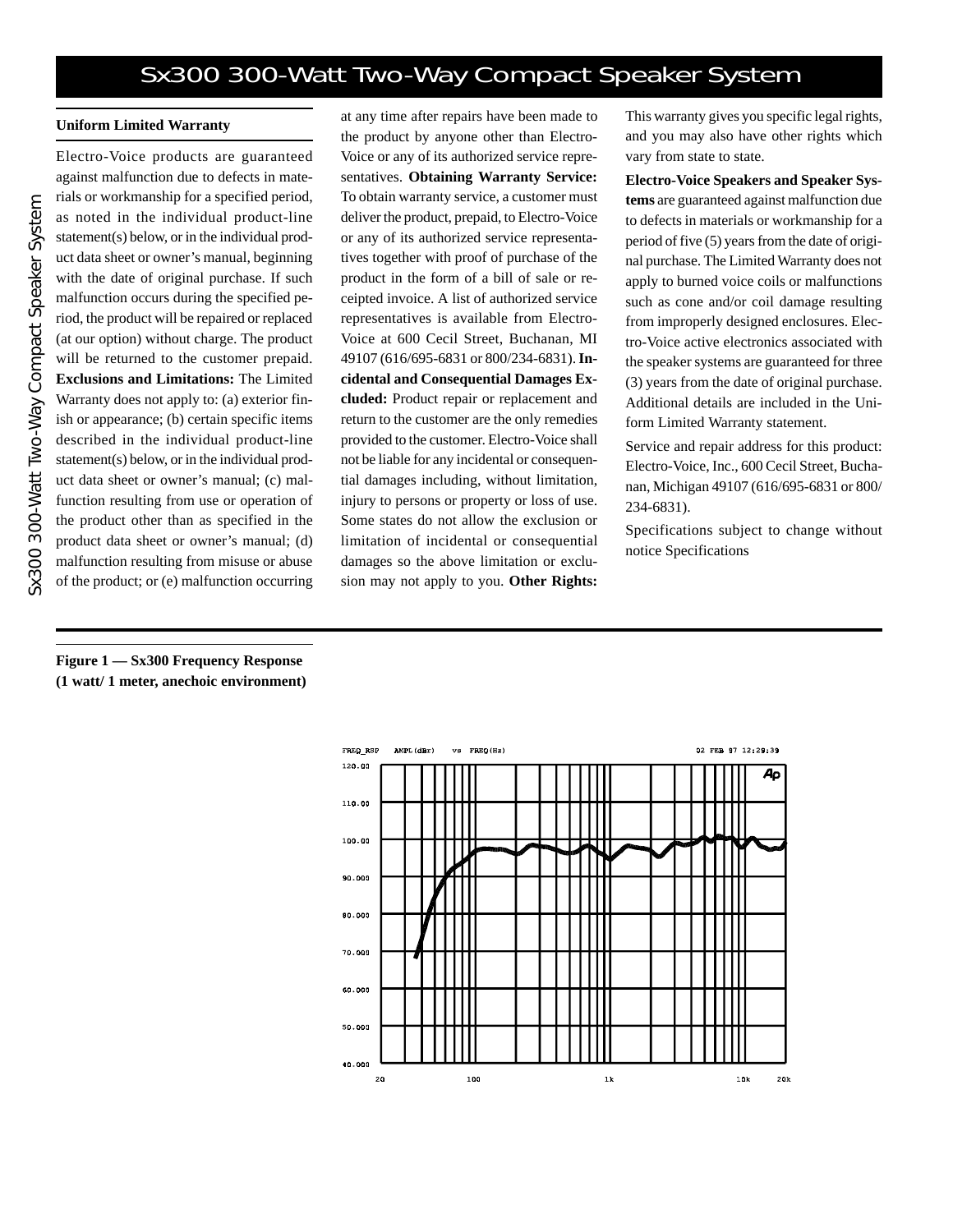### Uniform Limited Warranty

Electro-Voice products are guaranteed against malfunction due to defects in materials or workmanship for a specified period, as noted in the individual product-line statement(s) below, or in the individual product data sheet or owner's manual, beginning with the date of original purchase. If such malfunction occurs during the specified period, the product will be repaired or replaced (at our option) without charge. The product will be returned to the customer prepaid. **Exclusions and Limitations:** The Limited Warranty does not apply to: (a) exterior finish or appearance; (b) certain specific items described in the individual product-line statement(s) below, or in the individual product data sheet or owner's manual; (c) malfunction resulting from use or operation of the product other than as specified in the product data sheet or owner's manual; (d) malfunction resulting from misuse or abuse of the product; or (e) malfunction occurring at any time after repairs have been made to the product by anyone other than Electro-Voice or any of its authorized service representatives. **Obtaining Warranty Service:** To obtain warranty service, a customer must deliver the product, prepaid, to Electro-Voice or any of its authorized service representatives together with proof of purchase of the product in the form of a bill of sale or receipted invoice. A list of authorized service representatives is available from Electro-Voice at 600 Cecil Street, Buchanan, MI 49107 (616/695-6831 or 800/234-6831). **Incidental and Consequential Damages Excluded:** Product repair or replacement and return to the customer are the only remedies provided to the customer. Electro-Voice shall not be liable for any incidental or consequential damages including, without limitation, injury to persons or property or loss of use. Some states do not allow the exclusion or limitation of incidental or consequential damages so the above limitation or exclusion may not apply to you. **Other Rights:** This warranty gives you specific legal rights, and you may also have other rights which vary from state to state.

**Electro-Voice Speakers and Speaker Systems** are guaranteed against malfunction due to defects in materials or workmanship for a period of five (5) years from the date of original purchase. The Limited Warranty does not apply to burned voice coils or malfunctions such as cone and/or coil damage resulting from improperly designed enclosures. Electro-Voice active electronics associated with the speaker systems are guaranteed for three (3) years from the date of original purchase. Additional details are included in the Uniform Limited Warranty statement.

Service and repair address for this product: Electro-Voice, Inc., 600 Cecil Street, Buchanan, Michigan 49107 (616/695-6831 or 800/234-6831).

Specifications subject to change without notice Specifications

**Figure 1 — Sx300 Frequency Response (1 watt/ 1 meter, anechoic environment)**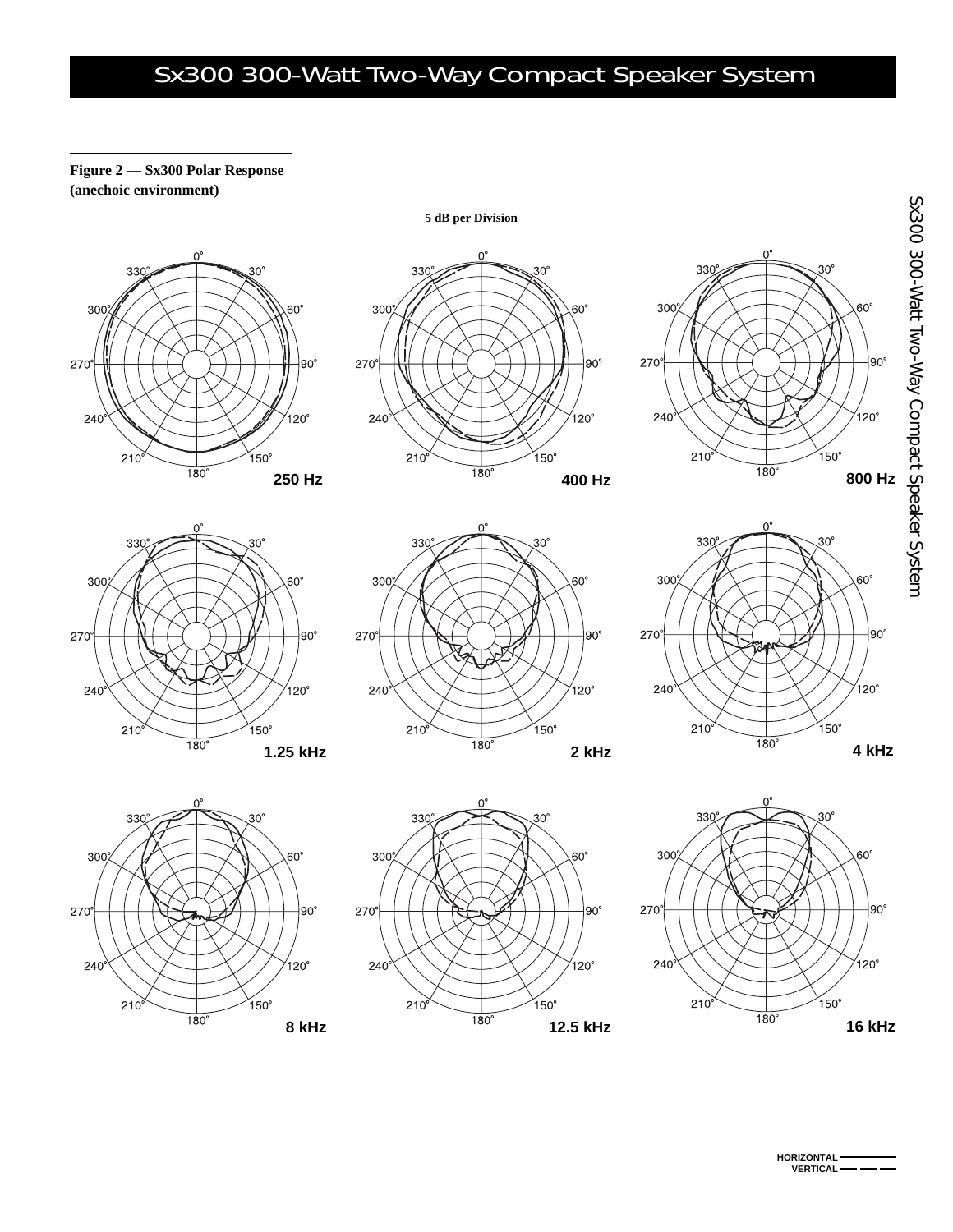**Figure 2 — Sx300 Polar Response (anechoic environment)**

5 dB per Division

250 Hz

400 Hz

800 Hz

1.25 kHz

2 kHz

4 kHz

8 kHz

12.5 kHz

16 kHz

HORIZONTAL ———

VERTICAL — — —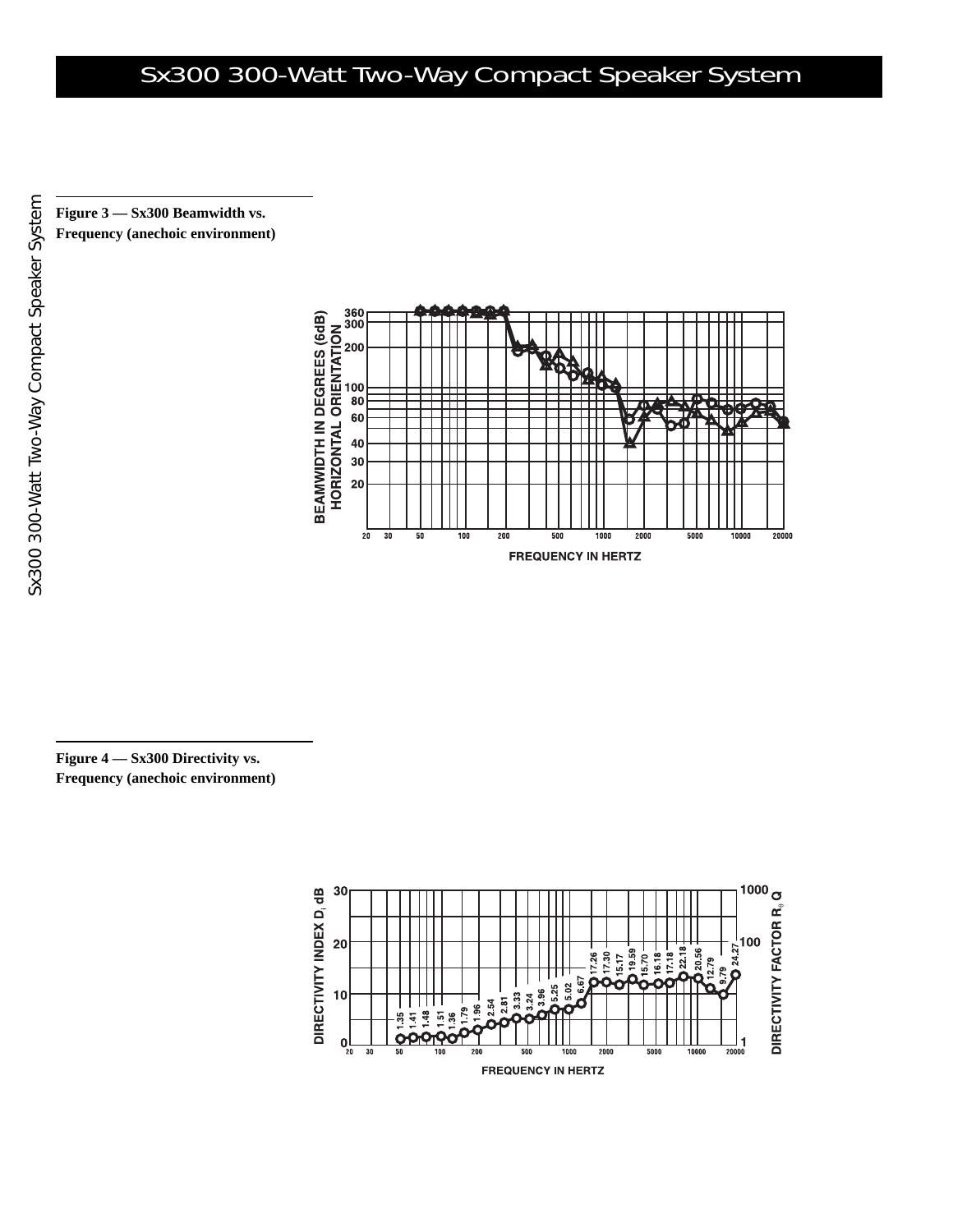**Figure 3 — Sx300 Beamwidth vs. Frequency (anechoic environment)**

**Figure 4 — Sx300 Directivity vs. Frequency (anechoic environment)**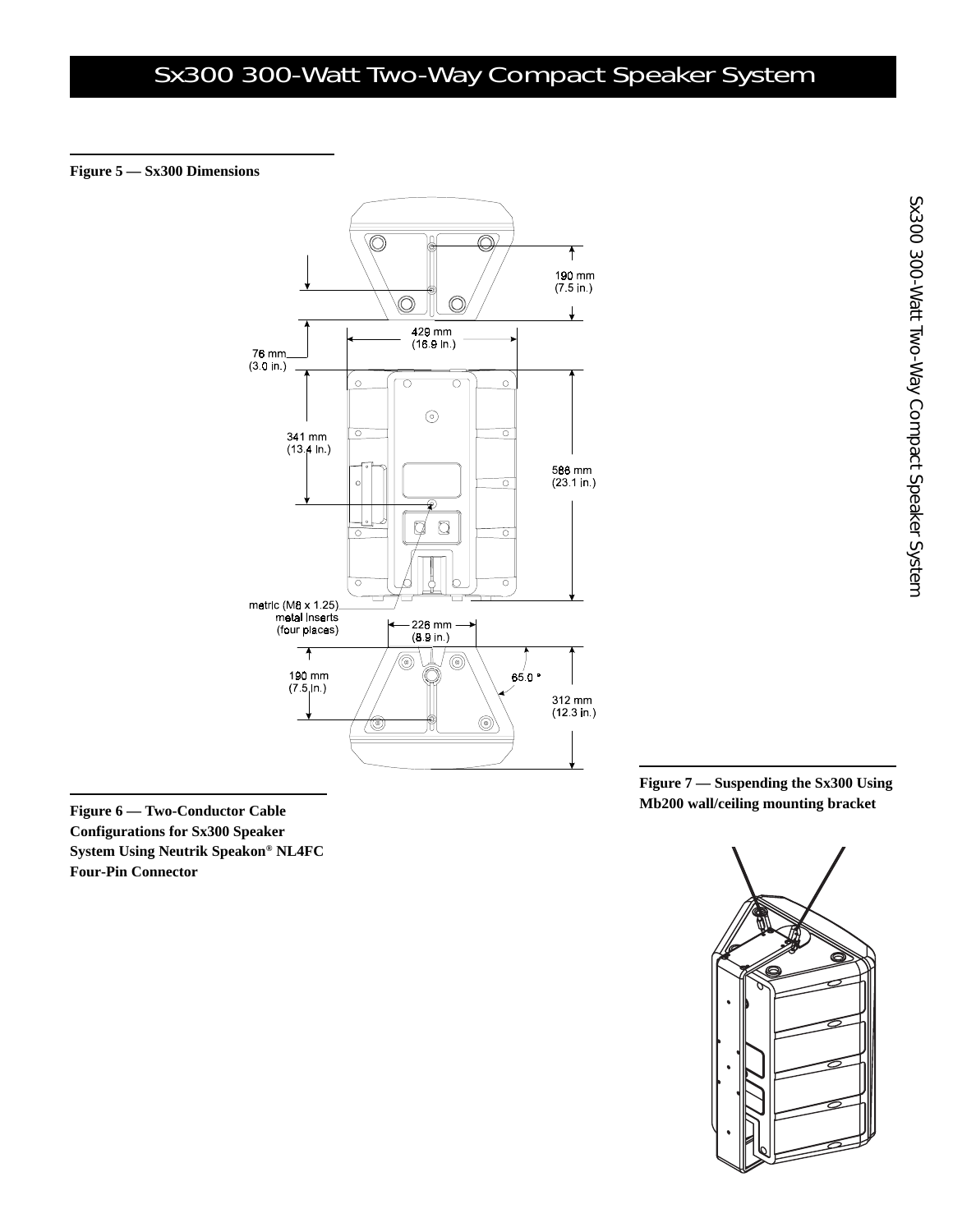**Figure 5 — Sx300 Dimensions**

190 mm
(7.5 in.)

429 mm
(16.9 in.)

76 mm
(3.0 in.)

341 mm
(13.4 in.)

586 mm
(23.1 in.)

metric (M8 x 1.25)
metal inserts
(four places)

226 mm
(8.9 in.)

190 mm
(7.5 in.)

65.0 °

312 mm
(12.3 in.)

**Figure 6 — Two-Conductor Cable Configurations for Sx300 Speaker System Using Neutrik Speakon® NL4FC Four-Pin Connector**

**Figure 7 — Suspending the Sx300 Using Mb200 wall/ceiling mounting bracket**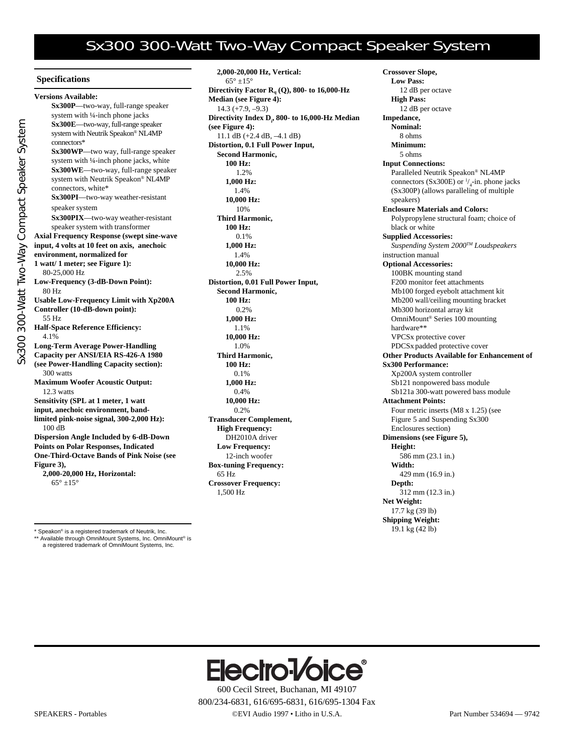# Sx300 300-Watt Two-Way Compact Speaker System

## Specifications

**Versions Available:**

**Sx300P**—two-way, full-range speaker system with ¼-inch phone jacks

**Sx300E**—two-way, full-range speaker system with Neutrik Speakon® NL4MP connectors*

**Sx300WP**—two way, full-range speaker system with ¼-inch phone jacks, white

**Sx300WE**—two-way, full-range speaker system with Neutrik Speakon® NL4MP connectors, white*

**Sx300PI**—two-way weather-resistant speaker system

**Sx300PIX**—two-way weather-resistant speaker system with transformer

**Axial Frequency Response (swept sine-wave input, 4 volts at 10 feet on axis, anechoic environment, normalized for 1 watt/ 1 meter; see Figure 1):**
80-25,000 Hz

**Low-Frequency (3-dB-Down Point):**
80 Hz

**Usable Low-Frequency Limit with Xp200A Controller (10-dB-down point):**
55 Hz

**Half-Space Reference Efficiency:**
4.1%

**Long-Term Average Power-Handling Capacity per ANSI/EIA RS-426-A 1980 (see Power-Handling Capacity section):**
300 watts

**Maximum Woofer Acoustic Output:**
12.3 watts

**Sensitivity (SPL at 1 meter, 1 watt input, anechoic environment, band-limited pink-noise signal, 300-2,000 Hz):**
100 dB

**Dispersion Angle Included by 6-dB-Down Points on Polar Responses, Indicated One-Third-Octave Bands of Pink Noise (see Figure 3),**

**2,000-20,000 Hz, Horizontal:**
65° ±15°

**2,000-20,000 Hz, Vertical:**
65° ±15°

**Directivity Factor $R_q$ (Q), 800- to 16,000-Hz Median (see Figure 4):**
14.3 (+7.9, –9.3)

**Directivity Index $D_i$, 800- to 16,000-Hz Median (see Figure 4):**
11.1 dB (+2.4 dB, –4.1 dB)

**Distortion, 0.1 Full Power Input,**

**Second Harmonic,**

**100 Hz:**
1.2%

**1,000 Hz:**
1.4%

**10,000 Hz:**
10%

**Third Harmonic,**

**100 Hz:**
0.1%

**1,000 Hz:**
1.4%

**10,000 Hz:**
2.5%

**Distortion, 0.01 Full Power Input,**

**Second Harmonic,**

**100 Hz:**
0.2%

**1,000 Hz:**
1.1%

**10,000 Hz:**
1.0%

**Third Harmonic,**

**100 Hz:**
0.1%

**1,000 Hz:**
0.4%

**10,000 Hz:**
0.2%

**Transducer Complement,**

**High Frequency:**
DH2010A driver

**Low Frequency:**
12-inch woofer

**Box-tuning Frequency:**
65 Hz

**Crossover Frequency:**
1,500 Hz

**Crossover Slope,**

**Low Pass:**
12 dB per octave

**High Pass:**
12 dB per octave

**Impedance,**

**Nominal:**
8 ohms

**Minimum:**
5 ohms

**Input Connections:**
Paralleled Neutrik Speakon® NL4MP connectors (Sx300E) or ¼-in. phone jacks (Sx300P) (allows paralleling of multiple speakers)

**Enclosure Materials and Colors:**
Polypropylene structural foam; choice of black or white

**Supplied Accessories:**
*Suspending System 2000™ Loudspeakers* instruction manual

**Optional Accessories:**
100BK mounting stand
F200 monitor feet attachments
Mb100 forged eyebolt attachment kit
Mb200 wall/ceiling mounting bracket
Mb300 horizontal array kit
OmniMount® Series 100 mounting hardware**
VPCSx protective cover
PDCSx padded protective cover

**Other Products Available for Enhancement of Sx300 Performance:**
Xp200A system controller
Sb121 nonpowered bass module
Sb121a 300-watt powered bass module

**Attachment Points:**
Four metric inserts (M8 x 1.25) (see Figure 5 and Suspending Sx300 Enclosures section)

**Dimensions (see Figure 5),**

**Height:**
586 mm (23.1 in.)

**Width:**
429 mm (16.9 in.)

**Depth:**
312 mm (12.3 in.)

**Net Weight:**
17.7 kg (39 lb)

**Shipping Weight:**
19.1 kg (42 lb)

\* Speakon® is a registered trademark of Neutrik, Inc.
\** Available through OmniMount Systems, Inc. OmniMount® is a registered trademark of OmniMount Systems, Inc.

Electro-Voice®
600 Cecil Street, Buchanan, MI 49107
800/234-6831, 616/695-6831, 616/695-1304 Fax

SPEAKERS - Portables ©EVI Audio 1997 • Litho in U.S.A. Part Number 534694 — 9742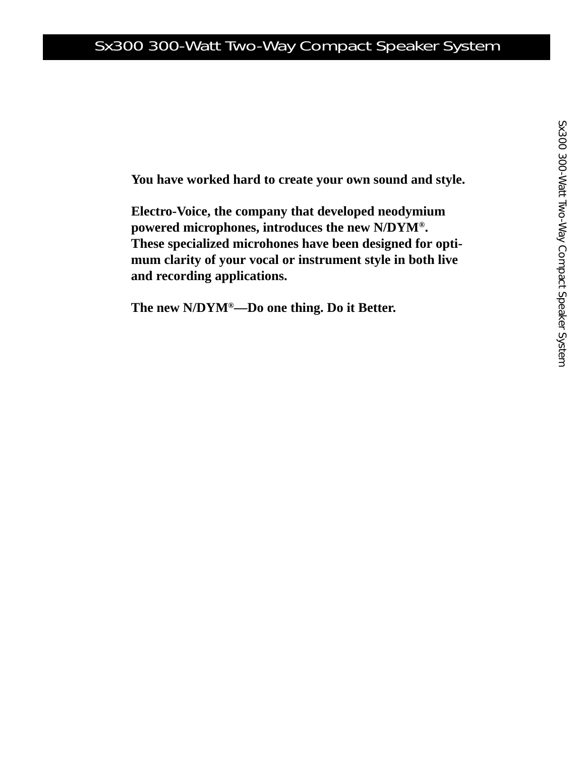**You have worked hard to create your own sound and style.**

**Electro-Voice, the company that developed neodymium powered microphones, introduces the new N/DYM®. These specialized microhones have been designed for optimum clarity of your vocal or instrument style in both live and recording applications.**

**The new N/DYM®—Do one thing. Do it Better.**